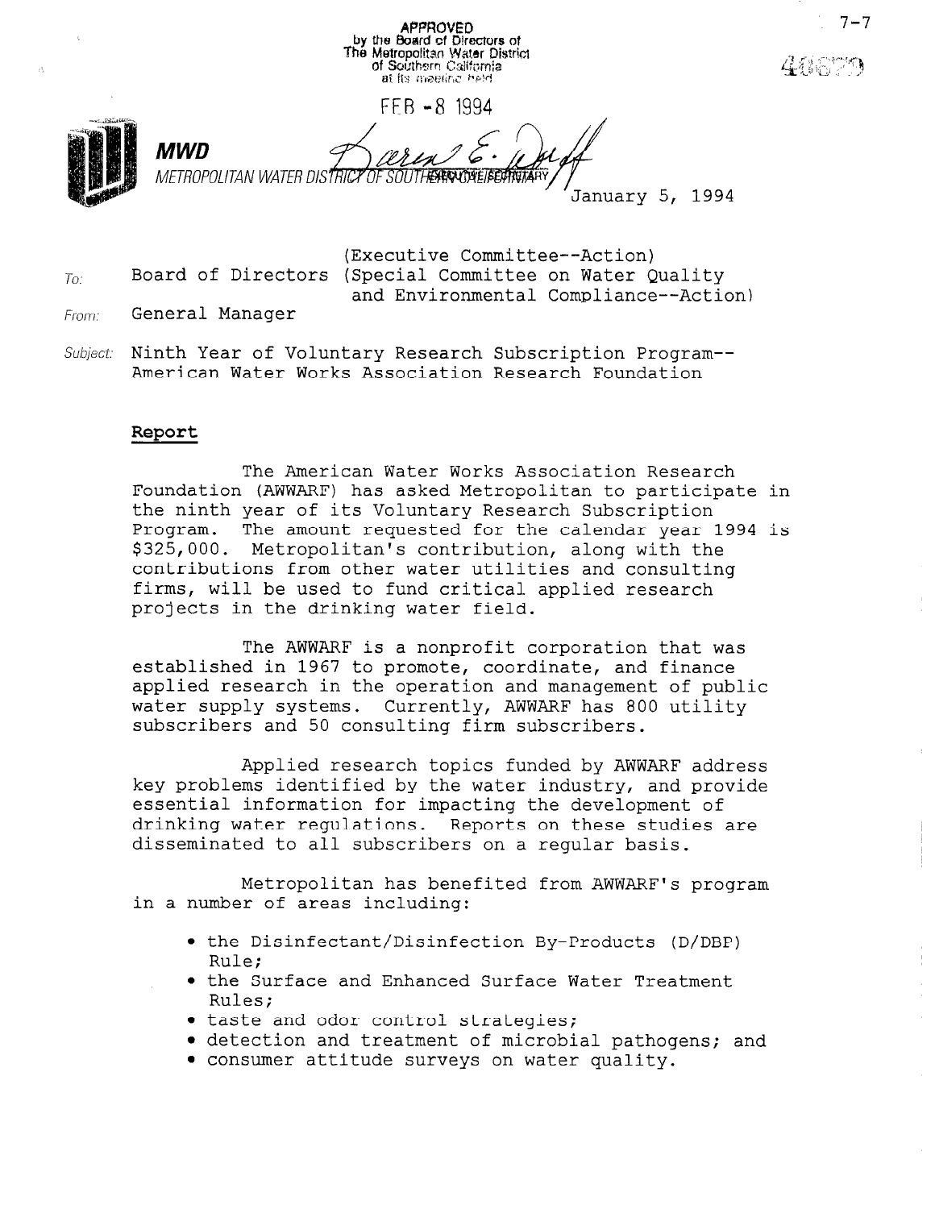APPROVED
by the Board of Directors of
The Metropolitan Water District
of Southern California
at its meeting held

FEB -8 1994

EXECUTIVE SECRETARY

**MWD**
METROPOLITAN WATER DISTRICT OF SOUTHERN CALIFORNIA

January 5, 1994

To: Board of Directors (Executive Committee--Action)
(Special Committee on Water Quality and Environmental Compliance--Action)

From: General Manager

Subject: Ninth Year of Voluntary Research Subscription Program--American Water Works Association Research Foundation

## Report

The American Water Works Association Research Foundation (AWWARF) has asked Metropolitan to participate in the ninth year of its Voluntary Research Subscription Program. The amount requested for the calendar year 1994 is \$325,000. Metropolitan's contribution, along with the contributions from other water utilities and consulting firms, will be used to fund critical applied research projects in the drinking water field.

The AWWARF is a nonprofit corporation that was established in 1967 to promote, coordinate, and finance applied research in the operation and management of public water supply systems. Currently, AWWARF has 800 utility subscribers and 50 consulting firm subscribers.

Applied research topics funded by AWWARF address key problems identified by the water industry, and provide essential information for impacting the development of drinking water regulations. Reports on these studies are disseminated to all subscribers on a regular basis.

Metropolitan has benefited from AWWARF's program in a number of areas including:

- the Disinfectant/Disinfection By-Products (D/DBP) Rule;
- the Surface and Enhanced Surface Water Treatment Rules;
- taste and odor control strategies;
- detection and treatment of microbial pathogens; and
- consumer attitude surveys on water quality.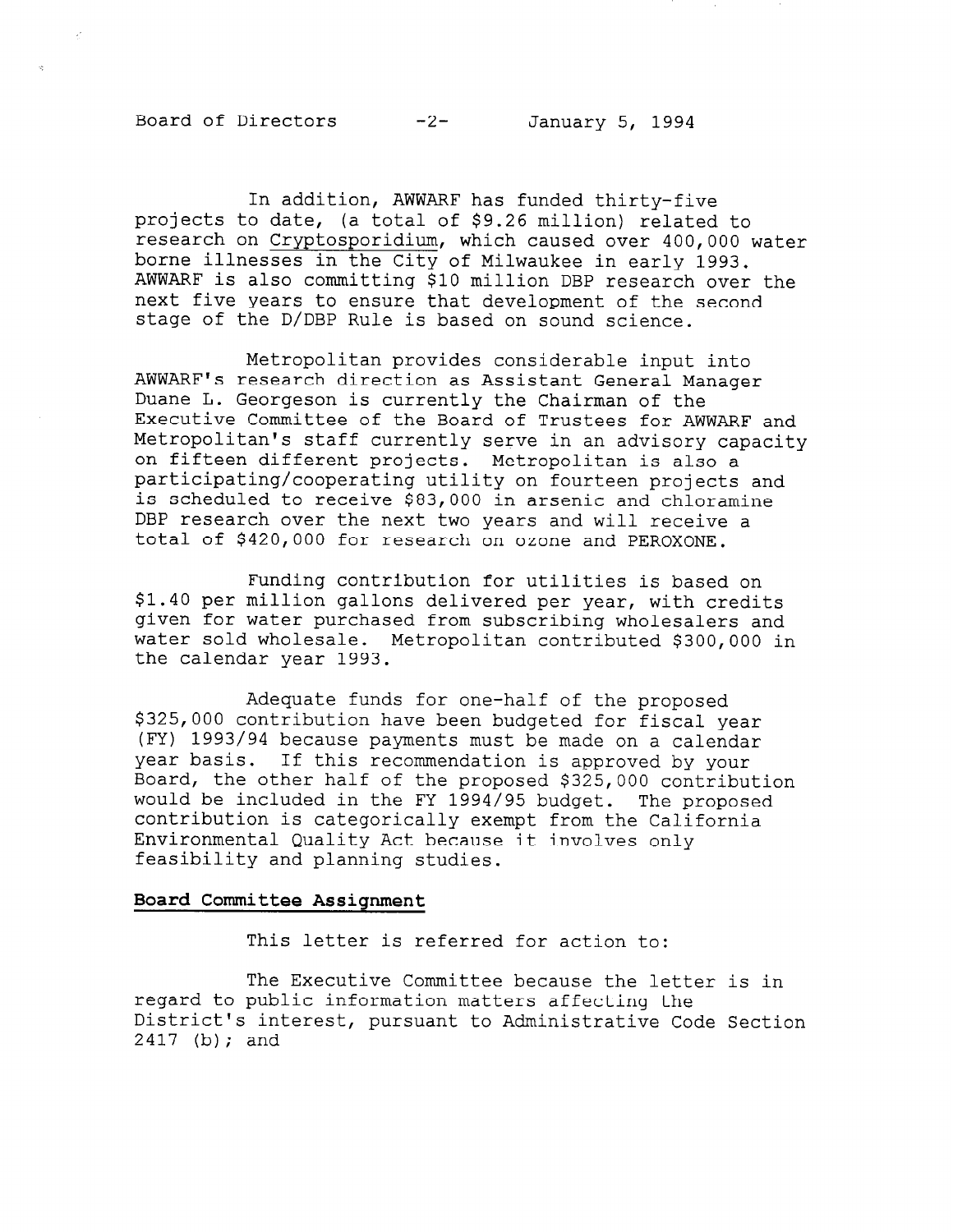In addition, AWWARF has funded thirty-five projects to date, (a total of $9.26 million) related to research on Cryptosporidium, which caused over 400,000 water borne illnesses in the City of Milwaukee in early 1993. AWWARF is also committing $10 million DBP research over the next five years to ensure that development of the second stage of the D/DBP Rule is based on sound science.

Metropolitan provides considerable input into AWWARF's research direction as Assistant General Manager Duane L. Georgeson is currently the Chairman of the Executive Committee of the Board of Trustees for AWWARF and Metropolitan's staff currently serve in an advisory capacity on fifteen different projects. Metropolitan is also a participating/cooperating utility on fourteen projects and is scheduled to receive $83,000 in arsenic and chloramine DBP research over the next two years and will receive a total of $420,000 for research on ozone and PEROXONE.

Funding contribution for utilities is based on $1.40 per million gallons delivered per year, with credits given for water purchased from subscribing wholesalers and water sold wholesale. Metropolitan contributed $300,000 in the calendar year 1993.

Adequate funds for one-half of the proposed $325,000 contribution have been budgeted for fiscal year (FY) 1993/94 because payments must be made on a calendar year basis. If this recommendation is approved by your Board, the other half of the proposed $325,000 contribution would be included in the FY 1994/95 budget. The proposed contribution is categorically exempt from the California Environmental Quality Act because it involves only feasibility and planning studies.

**Board Committee Assignment**

This letter is referred for action to:

The Executive Committee because the letter is in regard to public information matters affecting the District's interest, pursuant to Administrative Code Section 2417 (b); and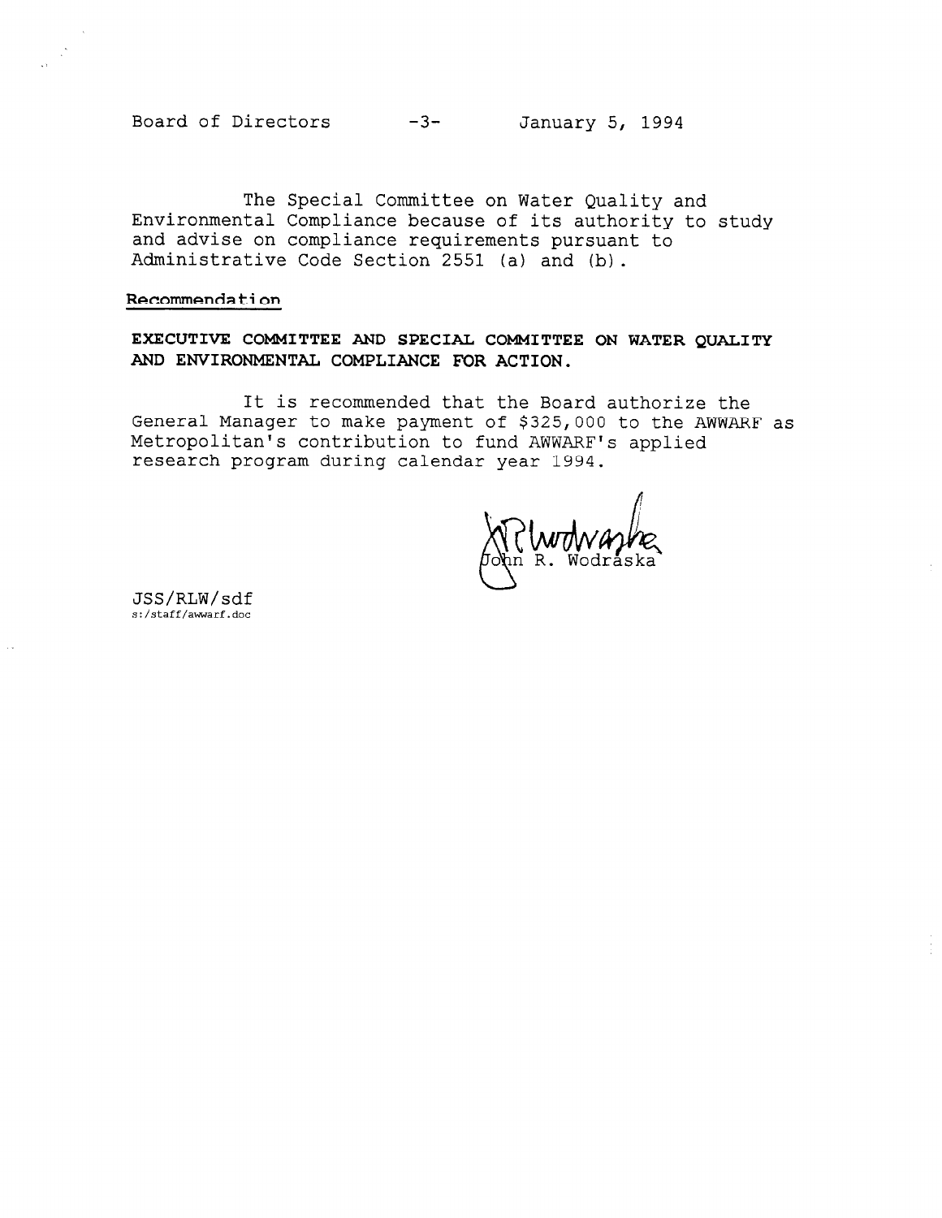The Special Committee on Water Quality and Environmental Compliance because of its authority to study and advise on compliance requirements pursuant to Administrative Code Section 2551 (a) and (b).

Recommendation

**EXECUTIVE COMMITTEE AND SPECIAL COMMITTEE ON WATER QUALITY AND ENVIRONMENTAL COMPLIANCE FOR ACTION.**

It is recommended that the Board authorize the General Manager to make payment of $325,000 to the AWWARF as Metropolitan's contribution to fund AWWARF's applied research program during calendar year 1994.

John R. Wodraska

JSS/RLW/sdf
s:/staff/awwarf.doc